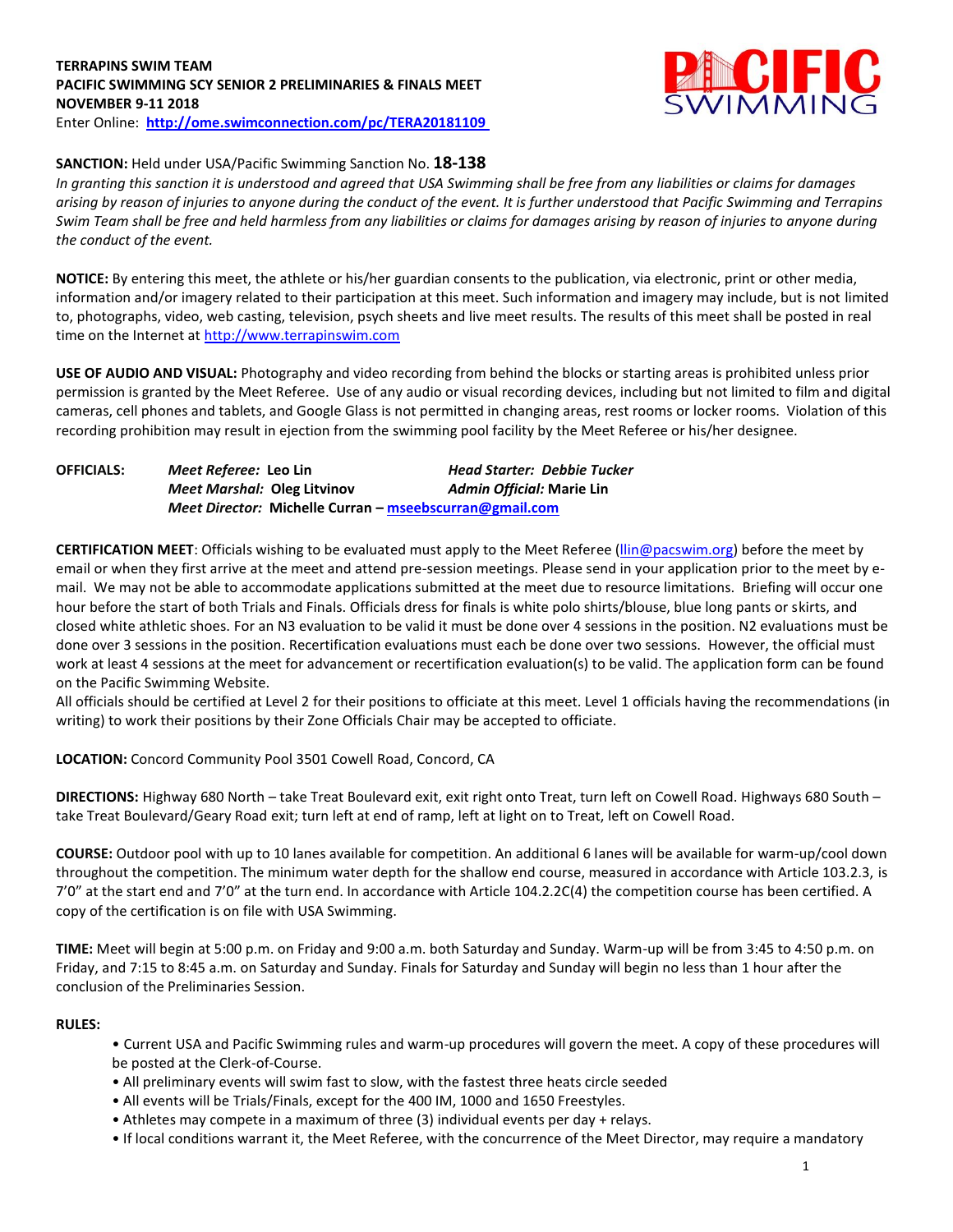**TERRAPINS SWIM TEAM**
**PACIFIC SWIMMING SCY SENIOR 2 PRELIMINARIES & FINALS MEET**
**NOVEMBER 9-11 2018**
Enter Online: **http://ome.swimconnection.com/pc/TERA20181109**

**SANCTION:** Held under USA/Pacific Swimming Sanction No. **18-138**
*In granting this sanction it is understood and agreed that USA Swimming shall be free from any liabilities or claims for damages arising by reason of injuries to anyone during the conduct of the event. It is further understood that Pacific Swimming and Terrapins Swim Team shall be free and held harmless from any liabilities or claims for damages arising by reason of injuries to anyone during the conduct of the event.*

**NOTICE:** By entering this meet, the athlete or his/her guardian consents to the publication, via electronic, print or other media, information and/or imagery related to their participation at this meet. Such information and imagery may include, but is not limited to, photographs, video, web casting, television, psych sheets and live meet results. The results of this meet shall be posted in real time on the Internet at http://www.terrapinswim.com

**USE OF AUDIO AND VISUAL:** Photography and video recording from behind the blocks or starting areas is prohibited unless prior permission is granted by the Meet Referee. Use of any audio or visual recording devices, including but not limited to film and digital cameras, cell phones and tablets, and Google Glass is not permitted in changing areas, rest rooms or locker rooms. Violation of this recording prohibition may result in ejection from the swimming pool facility by the Meet Referee or his/her designee.

**OFFICIALS:**
*Meet Referee:* **Leo Lin** — *Head Starter: Debbie Tucker*
*Meet Marshal:* **Oleg Litvinov** — *Admin Official:* **Marie Lin**
*Meet Director:* **Michelle Curran – mseebscurran@gmail.com**

**CERTIFICATION MEET**: Officials wishing to be evaluated must apply to the Meet Referee (llin@pacswim.org) before the meet by email or when they first arrive at the meet and attend pre-session meetings. Please send in your application prior to the meet by e-mail. We may not be able to accommodate applications submitted at the meet due to resource limitations. Briefing will occur one hour before the start of both Trials and Finals. Officials dress for finals is white polo shirts/blouse, blue long pants or skirts, and closed white athletic shoes. For an N3 evaluation to be valid it must be done over 4 sessions in the position. N2 evaluations must be done over 3 sessions in the position. Recertification evaluations must each be done over two sessions. However, the official must work at least 4 sessions at the meet for advancement or recertification evaluation(s) to be valid. The application form can be found on the Pacific Swimming Website.
All officials should be certified at Level 2 for their positions to officiate at this meet. Level 1 officials having the recommendations (in writing) to work their positions by their Zone Officials Chair may be accepted to officiate.

**LOCATION:** Concord Community Pool 3501 Cowell Road, Concord, CA

**DIRECTIONS:** Highway 680 North – take Treat Boulevard exit, exit right onto Treat, turn left on Cowell Road. Highways 680 South – take Treat Boulevard/Geary Road exit; turn left at end of ramp, left at light on to Treat, left on Cowell Road.

**COURSE:** Outdoor pool with up to 10 lanes available for competition. An additional 6 lanes will be available for warm-up/cool down throughout the competition. The minimum water depth for the shallow end course, measured in accordance with Article 103.2.3, is 7'0" at the start end and 7'0" at the turn end. In accordance with Article 104.2.2C(4) the competition course has been certified. A copy of the certification is on file with USA Swimming.

**TIME:** Meet will begin at 5:00 p.m. on Friday and 9:00 a.m. both Saturday and Sunday. Warm-up will be from 3:45 to 4:50 p.m. on Friday, and 7:15 to 8:45 a.m. on Saturday and Sunday. Finals for Saturday and Sunday will begin no less than 1 hour after the conclusion of the Preliminaries Session.

**RULES:**

- Current USA and Pacific Swimming rules and warm-up procedures will govern the meet. A copy of these procedures will be posted at the Clerk-of-Course.
- All preliminary events will swim fast to slow, with the fastest three heats circle seeded
- All events will be Trials/Finals, except for the 400 IM, 1000 and 1650 Freestyles.
- Athletes may compete in a maximum of three (3) individual events per day + relays.
- If local conditions warrant it, the Meet Referee, with the concurrence of the Meet Director, may require a mandatory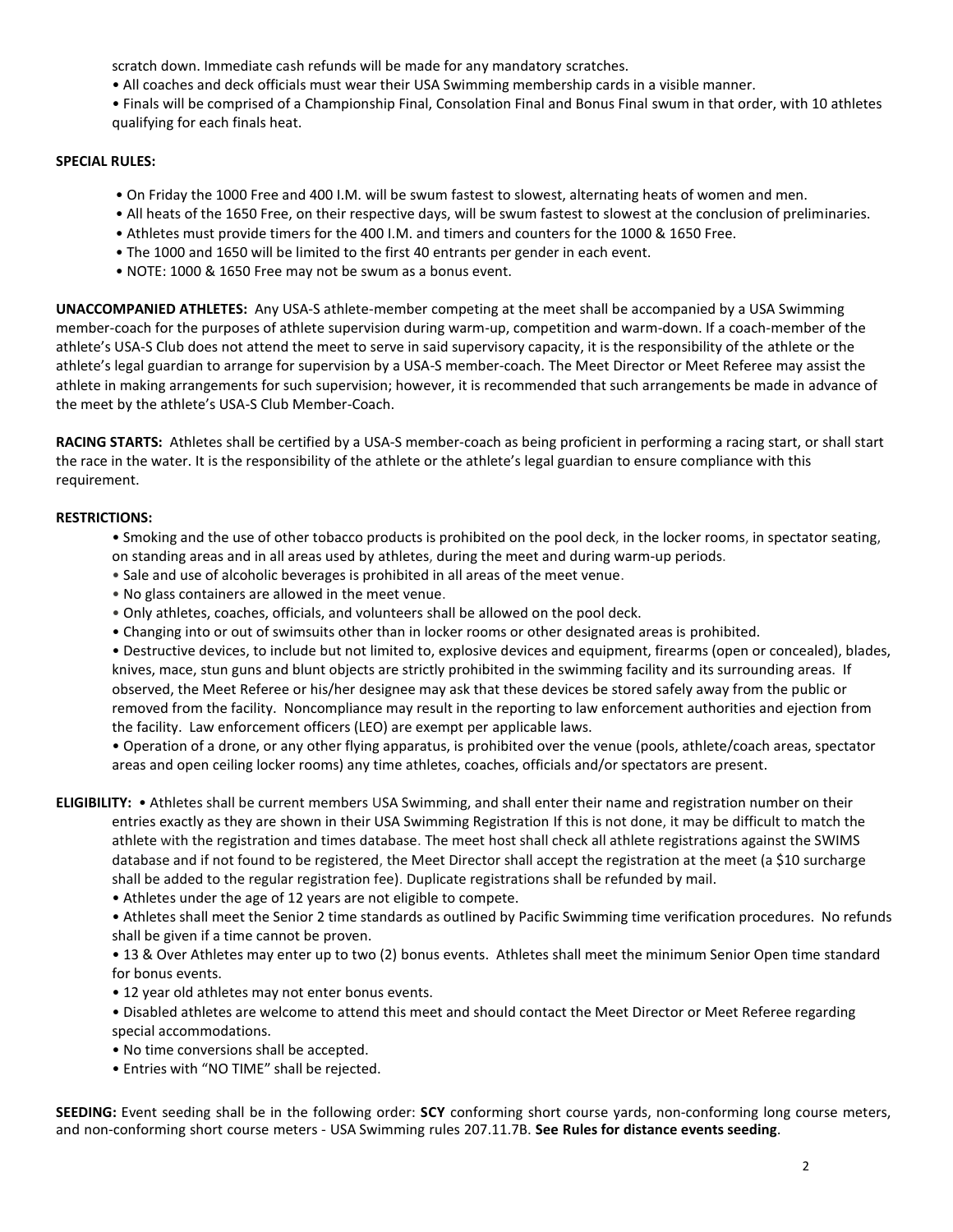scratch down. Immediate cash refunds will be made for any mandatory scratches.

- All coaches and deck officials must wear their USA Swimming membership cards in a visible manner.
- Finals will be comprised of a Championship Final, Consolation Final and Bonus Final swum in that order, with 10 athletes qualifying for each finals heat.

**SPECIAL RULES:**

- On Friday the 1000 Free and 400 I.M. will be swum fastest to slowest, alternating heats of women and men.
- All heats of the 1650 Free, on their respective days, will be swum fastest to slowest at the conclusion of preliminaries.
- Athletes must provide timers for the 400 I.M. and timers and counters for the 1000 & 1650 Free.
- The 1000 and 1650 will be limited to the first 40 entrants per gender in each event.
- NOTE: 1000 & 1650 Free may not be swum as a bonus event.

**UNACCOMPANIED ATHLETES:** Any USA-S athlete-member competing at the meet shall be accompanied by a USA Swimming member-coach for the purposes of athlete supervision during warm-up, competition and warm-down. If a coach-member of the athlete's USA-S Club does not attend the meet to serve in said supervisory capacity, it is the responsibility of the athlete or the athlete's legal guardian to arrange for supervision by a USA-S member-coach. The Meet Director or Meet Referee may assist the athlete in making arrangements for such supervision; however, it is recommended that such arrangements be made in advance of the meet by the athlete's USA-S Club Member-Coach.

**RACING STARTS:** Athletes shall be certified by a USA-S member-coach as being proficient in performing a racing start, or shall start the race in the water. It is the responsibility of the athlete or the athlete's legal guardian to ensure compliance with this requirement.

**RESTRICTIONS:**

- Smoking and the use of other tobacco products is prohibited on the pool deck, in the locker rooms, in spectator seating, on standing areas and in all areas used by athletes, during the meet and during warm-up periods.
- Sale and use of alcoholic beverages is prohibited in all areas of the meet venue.
- No glass containers are allowed in the meet venue.
- Only athletes, coaches, officials, and volunteers shall be allowed on the pool deck.
- Changing into or out of swimsuits other than in locker rooms or other designated areas is prohibited.
- Destructive devices, to include but not limited to, explosive devices and equipment, firearms (open or concealed), blades, knives, mace, stun guns and blunt objects are strictly prohibited in the swimming facility and its surrounding areas. If observed, the Meet Referee or his/her designee may ask that these devices be stored safely away from the public or removed from the facility. Noncompliance may result in the reporting to law enforcement authorities and ejection from the facility. Law enforcement officers (LEO) are exempt per applicable laws.
- Operation of a drone, or any other flying apparatus, is prohibited over the venue (pools, athlete/coach areas, spectator areas and open ceiling locker rooms) any time athletes, coaches, officials and/or spectators are present.

**ELIGIBILITY:**

- Athletes shall be current members USA Swimming, and shall enter their name and registration number on their entries exactly as they are shown in their USA Swimming Registration If this is not done, it may be difficult to match the athlete with the registration and times database. The meet host shall check all athlete registrations against the SWIMS database and if not found to be registered, the Meet Director shall accept the registration at the meet (a $10 surcharge shall be added to the regular registration fee). Duplicate registrations shall be refunded by mail.
- Athletes under the age of 12 years are not eligible to compete.
- Athletes shall meet the Senior 2 time standards as outlined by Pacific Swimming time verification procedures. No refunds shall be given if a time cannot be proven.
- 13 & Over Athletes may enter up to two (2) bonus events. Athletes shall meet the minimum Senior Open time standard for bonus events.
- 12 year old athletes may not enter bonus events.
- Disabled athletes are welcome to attend this meet and should contact the Meet Director or Meet Referee regarding special accommodations.
- No time conversions shall be accepted.
- Entries with "NO TIME" shall be rejected.

**SEEDING:** Event seeding shall be in the following order: **SCY** conforming short course yards, non-conforming long course meters, and non-conforming short course meters - USA Swimming rules 207.11.7B. **See Rules for distance events seeding**.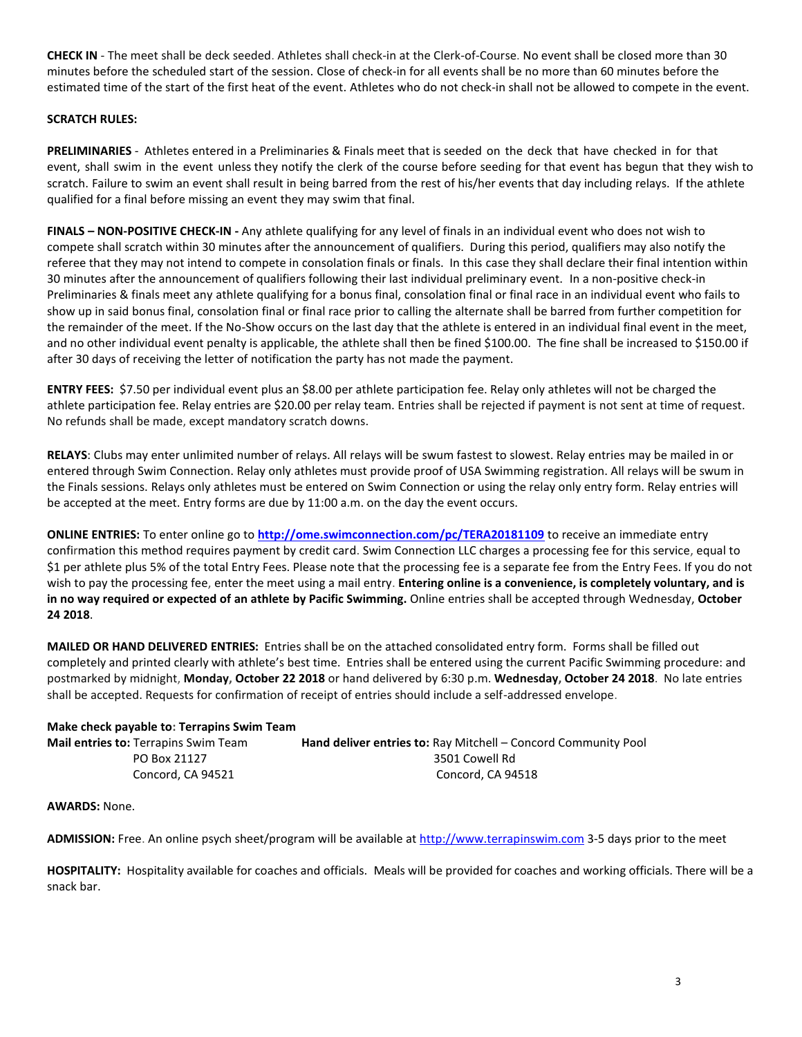**CHECK IN** - The meet shall be deck seeded. Athletes shall check-in at the Clerk-of-Course. No event shall be closed more than 30 minutes before the scheduled start of the session. Close of check-in for all events shall be no more than 60 minutes before the estimated time of the start of the first heat of the event. Athletes who do not check-in shall not be allowed to compete in the event.

**SCRATCH RULES:**

**PRELIMINARIES** - Athletes entered in a Preliminaries & Finals meet that is seeded on the deck that have checked in for that event, shall swim in the event unless they notify the clerk of the course before seeding for that event has begun that they wish to scratch. Failure to swim an event shall result in being barred from the rest of his/her events that day including relays. If the athlete qualified for a final before missing an event they may swim that final.

**FINALS – NON-POSITIVE CHECK-IN -** Any athlete qualifying for any level of finals in an individual event who does not wish to compete shall scratch within 30 minutes after the announcement of qualifiers. During this period, qualifiers may also notify the referee that they may not intend to compete in consolation finals or finals. In this case they shall declare their final intention within 30 minutes after the announcement of qualifiers following their last individual preliminary event. In a non-positive check-in Preliminaries & finals meet any athlete qualifying for a bonus final, consolation final or final race in an individual event who fails to show up in said bonus final, consolation final or final race prior to calling the alternate shall be barred from further competition for the remainder of the meet. If the No-Show occurs on the last day that the athlete is entered in an individual final event in the meet, and no other individual event penalty is applicable, the athlete shall then be fined $100.00. The fine shall be increased to $150.00 if after 30 days of receiving the letter of notification the party has not made the payment.

**ENTRY FEES:** $7.50 per individual event plus an $8.00 per athlete participation fee. Relay only athletes will not be charged the athlete participation fee. Relay entries are $20.00 per relay team. Entries shall be rejected if payment is not sent at time of request. No refunds shall be made, except mandatory scratch downs.

**RELAYS**: Clubs may enter unlimited number of relays. All relays will be swum fastest to slowest. Relay entries may be mailed in or entered through Swim Connection. Relay only athletes must provide proof of USA Swimming registration. All relays will be swum in the Finals sessions. Relays only athletes must be entered on Swim Connection or using the relay only entry form. Relay entries will be accepted at the meet. Entry forms are due by 11:00 a.m. on the day the event occurs.

**ONLINE ENTRIES:** To enter online go to **http://ome.swimconnection.com/pc/TERA20181109** to receive an immediate entry confirmation this method requires payment by credit card. Swim Connection LLC charges a processing fee for this service, equal to $1 per athlete plus 5% of the total Entry Fees. Please note that the processing fee is a separate fee from the Entry Fees. If you do not wish to pay the processing fee, enter the meet using a mail entry. **Entering online is a convenience, is completely voluntary, and is in no way required or expected of an athlete by Pacific Swimming.** Online entries shall be accepted through Wednesday, **October 24 2018**.

**MAILED OR HAND DELIVERED ENTRIES:** Entries shall be on the attached consolidated entry form. Forms shall be filled out completely and printed clearly with athlete's best time. Entries shall be entered using the current Pacific Swimming procedure: and postmarked by midnight, **Monday, October 22 2018** or hand delivered by 6:30 p.m. **Wednesday, October 24 2018**. No late entries shall be accepted. Requests for confirmation of receipt of entries should include a self-addressed envelope.

**Make check payable to: Terrapins Swim Team**

**Mail entries to:** Terrapins Swim Team
PO Box 21127
Concord, CA 94521

**Hand deliver entries to:** Ray Mitchell – Concord Community Pool
3501 Cowell Rd
Concord, CA 94518

**AWARDS:** None.

**ADMISSION:** Free. An online psych sheet/program will be available at http://www.terrapinswim.com 3-5 days prior to the meet

**HOSPITALITY:** Hospitality available for coaches and officials. Meals will be provided for coaches and working officials. There will be a snack bar.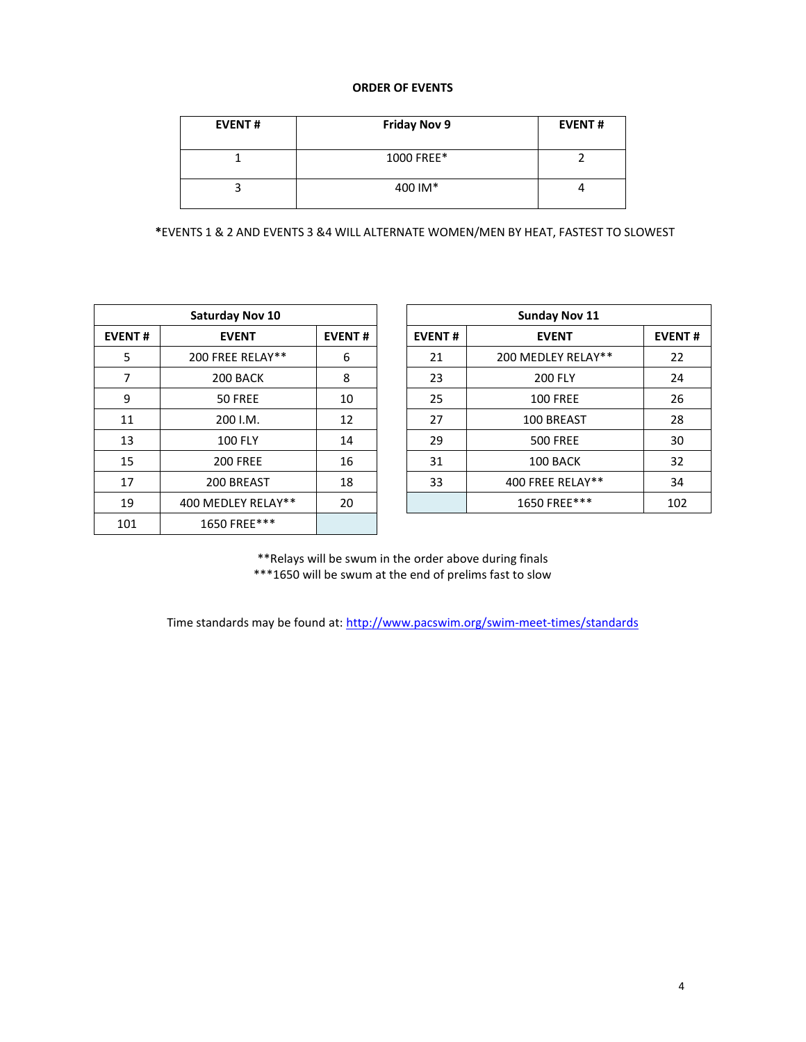**ORDER OF EVENTS**

| EVENT # | Friday Nov 9 | EVENT # |
|---|---|---|
| 1 | 1000 FREE* | 2 |
| 3 | 400 IM* | 4 |

*EVENTS 1 & 2 AND EVENTS 3 &4 WILL ALTERNATE WOMEN/MEN BY HEAT, FASTEST TO SLOWEST

| Saturday Nov 10 | | |
|---|---|---|
| **EVENT #** | **EVENT** | **EVENT #** |
| 5 | 200 FREE RELAY** | 6 |
| 7 | 200 BACK | 8 |
| 9 | 50 FREE | 10 |
| 11 | 200 I.M. | 12 |
| 13 | 100 FLY | 14 |
| 15 | 200 FREE | 16 |
| 17 | 200 BREAST | 18 |
| 19 | 400 MEDLEY RELAY** | 20 |
| 101 | 1650 FREE*** | |

| Sunday Nov 11 | | |
|---|---|---|
| **EVENT #** | **EVENT** | **EVENT #** |
| 21 | 200 MEDLEY RELAY** | 22 |
| 23 | 200 FLY | 24 |
| 25 | 100 FREE | 26 |
| 27 | 100 BREAST | 28 |
| 29 | 500 FREE | 30 |
| 31 | 100 BACK | 32 |
| 33 | 400 FREE RELAY** | 34 |
| | 1650 FREE*** | 102 |

**Relays will be swum in the order above during finals
***1650 will be swum at the end of prelims fast to slow

Time standards may be found at: http://www.pacswim.org/swim-meet-times/standards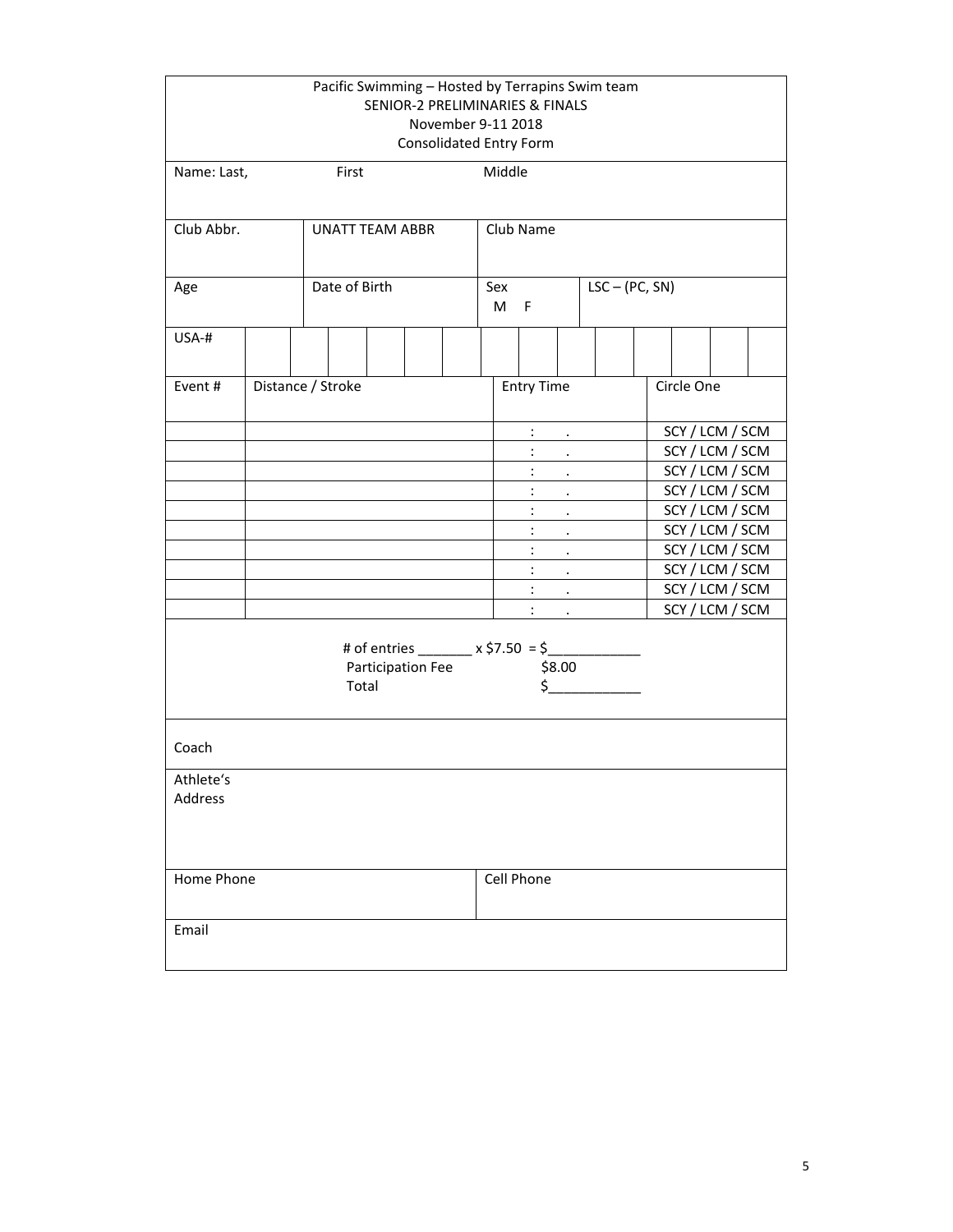Pacific Swimming – Hosted by Terrapins Swim team
SENIOR-2 PRELIMINARIES & FINALS
November 9-11 2018
Consolidated Entry Form

| Name: Last, | First | Middle |
|---|---|---|
| | | |

| Club Abbr. | UNATT TEAM ABBR | Club Name |
|---|---|---|
| | | |

| Age | Date of Birth | Sex M F | LSC – (PC, SN) |
|---|---|---|---|
| | | | |

| USA-# | | | | | | | | | | | | | | |
|---|---|---|---|---|---|---|---|---|---|---|---|---|---|---|
| | | | | | | | | | | | | | | |

| Event # | Distance / Stroke | Entry Time | Circle One |
|---|---|---|---|
| | | : . | SCY / LCM / SCM |
| | | : . | SCY / LCM / SCM |
| | | : . | SCY / LCM / SCM |
| | | : . | SCY / LCM / SCM |
| | | : . | SCY / LCM / SCM |
| | | : . | SCY / LCM / SCM |
| | | : . | SCY / LCM / SCM |
| | | : . | SCY / LCM / SCM |
| | | : . | SCY / LCM / SCM |
| | | : . | SCY / LCM / SCM |

# of entries _______ x $7.50 = $____________
Participation Fee $8.00
Total $____________

Coach

Athlete's Address

| Home Phone | Cell Phone |
|---|---|
| | |

Email